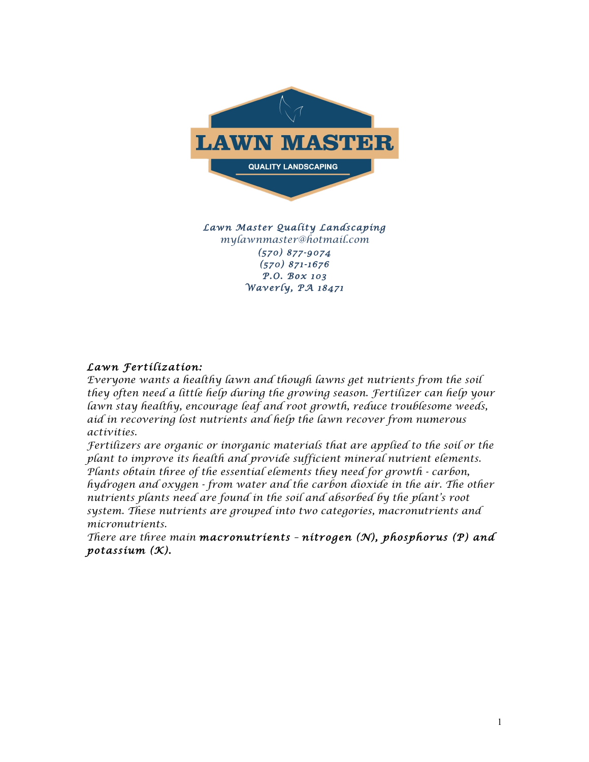LAWN MASTER

QUALITY LANDSCAPING

*Lawn Master Quality Landscaping*
*mylawnmaster@hotmail.com*
*(570) 877-9074*
*(570) 871-1676*
*P.O. Box 103*
*Waverly, PA 18471*

## *Lawn Fertilization:*

*Everyone wants a healthy lawn and though lawns get nutrients from the soil they often need a little help during the growing season. Fertilizer can help your lawn stay healthy, encourage leaf and root growth, reduce troublesome weeds, aid in recovering lost nutrients and help the lawn recover from numerous activities.*

*Fertilizers are organic or inorganic materials that are applied to the soil or the plant to improve its health and provide sufficient mineral nutrient elements. Plants obtain three of the essential elements they need for growth - carbon, hydrogen and oxygen - from water and the carbon dioxide in the air. The other nutrients plants need are found in the soil and absorbed by the plant's root system. These nutrients are grouped into two categories, macronutrients and micronutrients.*

*There are three main* ***macronutrients – nitrogen (N), phosphorus (P) and potassium (K).***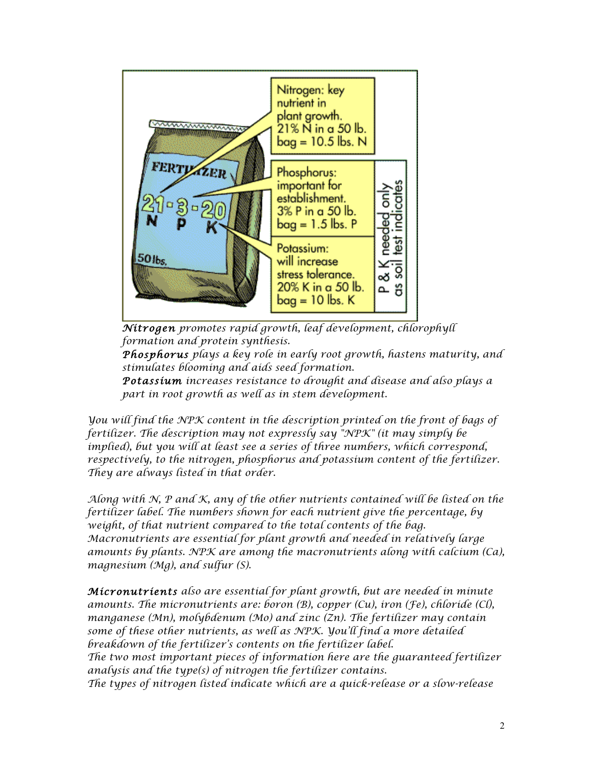Nitrogen: key nutrient in plant growth. 21% N in a 50 lb. bag = 10.5 lbs. N

Phosphorus: important for establishment. 3% P in a 50 lb. bag = 1.5 lbs. P

Potassium: will increase stress tolerance. 20% K in a 50 lb. bag = 10 lbs. K

P & K needed only as soil test indicates

FERTILIZER 21-3-20 N P K 50 lbs.

***Nitrogen*** *promotes rapid growth, leaf development, chlorophyll formation and protein synthesis.*
***Phosphorus*** *plays a key role in early root growth, hastens maturity, and stimulates blooming and aids seed formation.*
***Potassium*** *increases resistance to drought and disease and also plays a part in root growth as well as in stem development.*

*You will find the NPK content in the description printed on the front of bags of fertilizer. The description may not expressly say "NPK" (it may simply be implied), but you will at least see a series of three numbers, which correspond, respectively, to the nitrogen, phosphorus and potassium content of the fertilizer. They are always listed in that order.*

*Along with N, P and K, any of the other nutrients contained will be listed on the fertilizer label. The numbers shown for each nutrient give the percentage, by weight, of that nutrient compared to the total contents of the bag. Macronutrients are essential for plant growth and needed in relatively large amounts by plants. NPK are among the macronutrients along with calcium (Ca), magnesium (Mg), and sulfur (S).*

***Micronutrients*** *also are essential for plant growth, but are needed in minute amounts. The micronutrients are: boron (B), copper (Cu), iron (Fe), chloride (Cl), manganese (Mn), molybdenum (Mo) and zinc (Zn). The fertilizer may contain some of these other nutrients, as well as NPK. You'll find a more detailed breakdown of the fertilizer's contents on the fertilizer label.*
*The two most important pieces of information here are the guaranteed fertilizer analysis and the type(s) of nitrogen the fertilizer contains.*
*The types of nitrogen listed indicate which are a quick-release or a slow-release*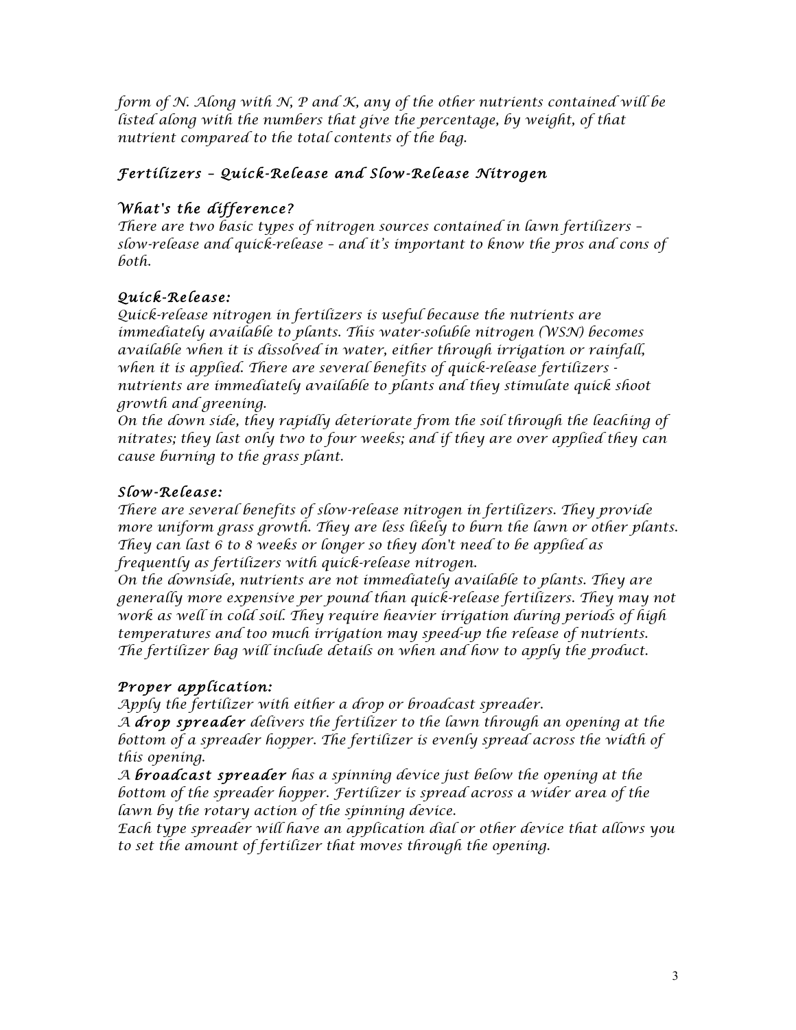*form of N. Along with N, P and K, any of the other nutrients contained will be listed along with the numbers that give the percentage, by weight, of that nutrient compared to the total contents of the bag.*

## *Fertilizers – Quick-Release and Slow-Release Nitrogen*

### *What's the difference?*

*There are two basic types of nitrogen sources contained in lawn fertilizers – slow-release and quick-release – and it's important to know the pros and cons of both.*

### *Quick-Release:*

*Quick-release nitrogen in fertilizers is useful because the nutrients are immediately available to plants. This water-soluble nitrogen (WSN) becomes available when it is dissolved in water, either through irrigation or rainfall, when it is applied. There are several benefits of quick-release fertilizers - nutrients are immediately available to plants and they stimulate quick shoot growth and greening.*

*On the down side, they rapidly deteriorate from the soil through the leaching of nitrates; they last only two to four weeks; and if they are over applied they can cause burning to the grass plant.*

### *Slow-Release:*

*There are several benefits of slow-release nitrogen in fertilizers. They provide more uniform grass growth. They are less likely to burn the lawn or other plants. They can last 6 to 8 weeks or longer so they don't need to be applied as frequently as fertilizers with quick-release nitrogen.*

*On the downside, nutrients are not immediately available to plants. They are generally more expensive per pound than quick-release fertilizers. They may not work as well in cold soil. They require heavier irrigation during periods of high temperatures and too much irrigation may speed-up the release of nutrients. The fertilizer bag will include details on when and how to apply the product.*

### *Proper application:*

*Apply the fertilizer with either a drop or broadcast spreader.*

*A* ***drop spreader*** *delivers the fertilizer to the lawn through an opening at the bottom of a spreader hopper. The fertilizer is evenly spread across the width of this opening.*

*A* ***broadcast spreader*** *has a spinning device just below the opening at the bottom of the spreader hopper. Fertilizer is spread across a wider area of the lawn by the rotary action of the spinning device.*

*Each type spreader will have an application dial or other device that allows you to set the amount of fertilizer that moves through the opening.*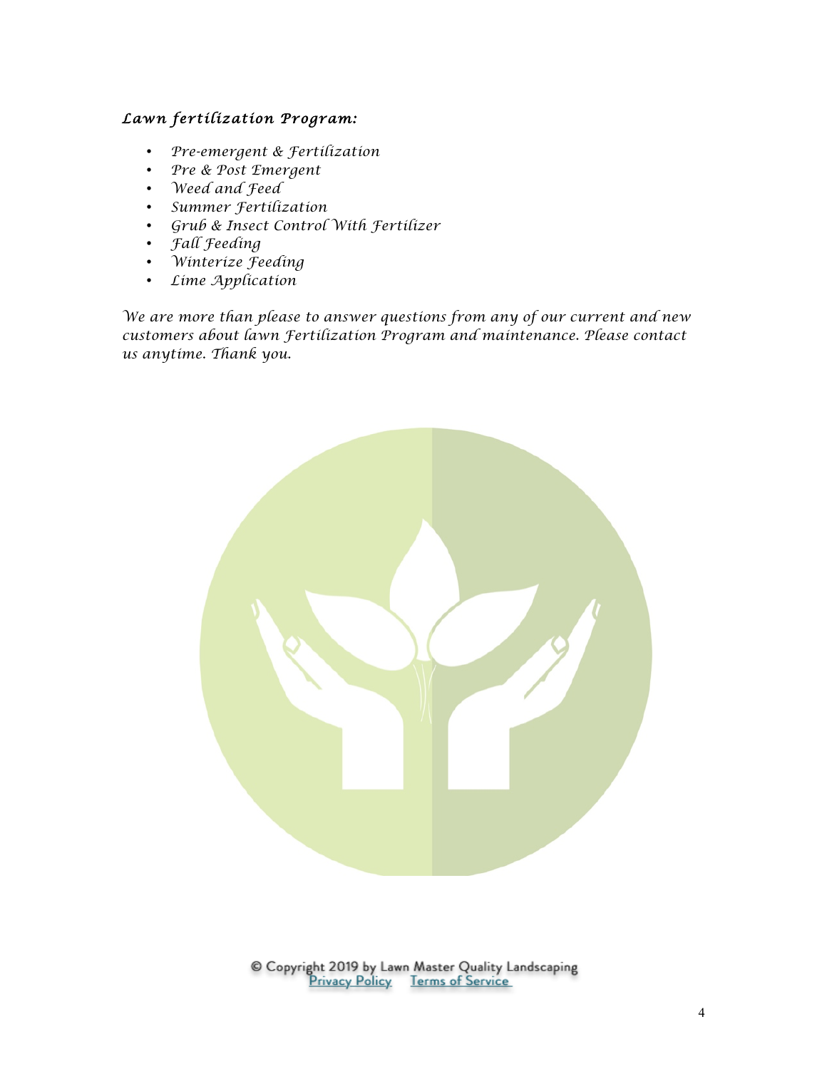***Lawn fertilization Program:***

- *Pre-emergent & Fertilization*
- *Pre & Post Emergent*
- *Weed and Feed*
- *Summer Fertilization*
- *Grub & Insect Control With Fertilizer*
- *Fall Feeding*
- *Winterize Feeding*
- *Lime Application*

*We are more than please to answer questions from any of our current and new customers about lawn Fertilization Program and maintenance. Please contact us anytime. Thank you.*

© Copyright 2019 by Lawn Master Quality Landscaping
Privacy Policy    Terms of Service